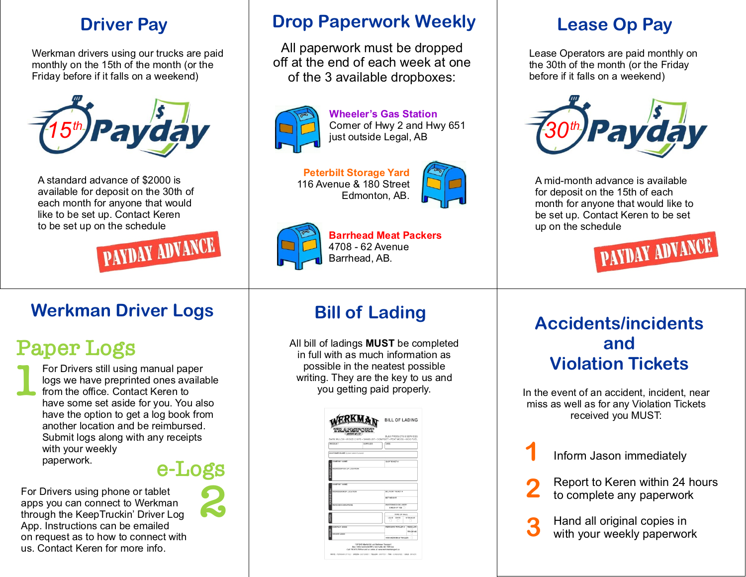## Driver Pay

Werkman drivers using our trucks are paid monthly on the 15th of the month (or the Friday before if it falls on a weekend)

15th Payday

A standard advance of $2000 is available for deposit on the 30th of each month for anyone that would like to be set up. Contact Keren to be set up on the schedule

PAYDAY ADVANCE

## Drop Paperwork Weekly

All paperwork must be dropped off at the end of each week at one of the 3 available dropboxes:

**Wheeler's Gas Station**
Corner of Hwy 2 and Hwy 651
just outside Legal, AB

**Peterbilt Storage Yard**
116 Avenue & 180 Street
Edmonton, AB.

**Barrhead Meat Packers**
4708 - 62 Avenue
Barrhead, AB.

## Lease Op Pay

Lease Operators are paid monthly on the 30th of the month (or the Friday before if it falls on a weekend)

30th Payday

A mid-month advance is available for deposit on the 15th of each month for anyone that would like to be set up. Contact Keren to be set up on the schedule

PAYDAY ADVANCE

## Werkman Driver Logs

### Paper Logs

1. For Drivers still using manual paper logs we have preprinted ones available from the office. Contact Keren to have some set aside for you. You also have the option to get a log book from another location and be reimbursed. Submit logs along with any receipts with your weekly paperwork.

### e-Logs

2. For Drivers using phone or tablet apps you can connect to Werkman through the KeepTruckin' Driver Log App. Instructions can be emailed on request as to how to connect with us. Contact Keren for more info.

## Bill of Lading

All bill of ladings **MUST** be completed in full with as much information as possible in the neatest possible writing. They are the key to us and you getting paid properly.

## Accidents/incidents and Violation Tickets

In the event of an accident, incident, near miss as well as for any Violation Tickets received you MUST:

1. Inform Jason immediately
2. Report to Keren within 24 hours to complete any paperwork
3. Hand all original copies in with your weekly paperwork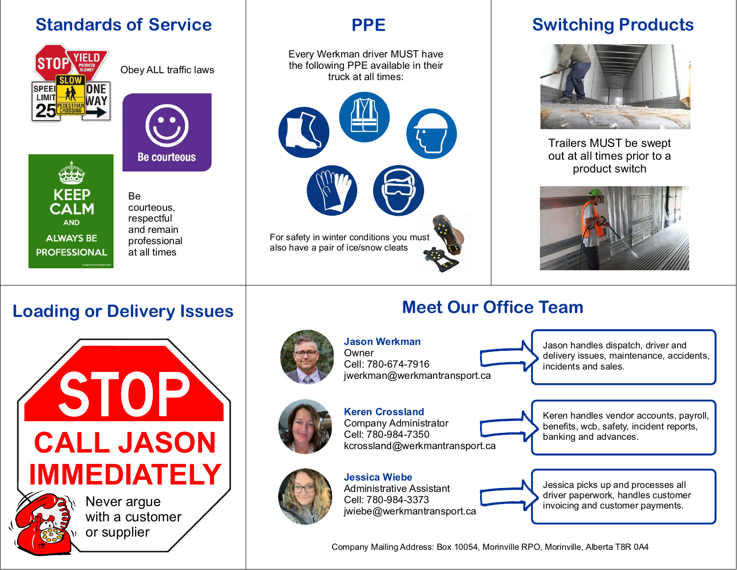## Standards of Service

Obey ALL traffic laws

Be courteous

KEEP CALM AND ALWAYS BE PROFESSIONAL

Be courteous, respectful and remain professional at all times

## PPE

Every Werkman driver MUST have the following PPE available in their truck at all times:

For safety in winter conditions you must also have a pair of ice/snow cleats

## Switching Products

Trailers MUST be swept out at all times prior to a product switch

## Loading or Delivery Issues

STOP

CALL JASON IMMEDIATELY

Never argue with a customer or supplier

## Meet Our Office Team

**Jason Werkman**
Owner
Cell: 780-674-7916
jwerkman@werkmantransport.ca

Jason handles dispatch, driver and delivery issues, maintenance, accidents, incidents and sales.

**Keren Crossland**
Company Administrator
Cell: 780-984-7350
kcrossland@werkmantransport.ca

Keren handles vendor accounts, payroll, benefits, wcb, safety, incident reports, banking and advances.

**Jessica Wiebe**
Administrative Assistant
Cell: 780-984-3373
jwiebe@werkmantransport.ca

Jessica picks up and processes all driver paperwork, handles customer invoicing and customer payments.

Company Mailing Address: Box 10054, Morinville RPO, Morinville, Alberta T8R 0A4